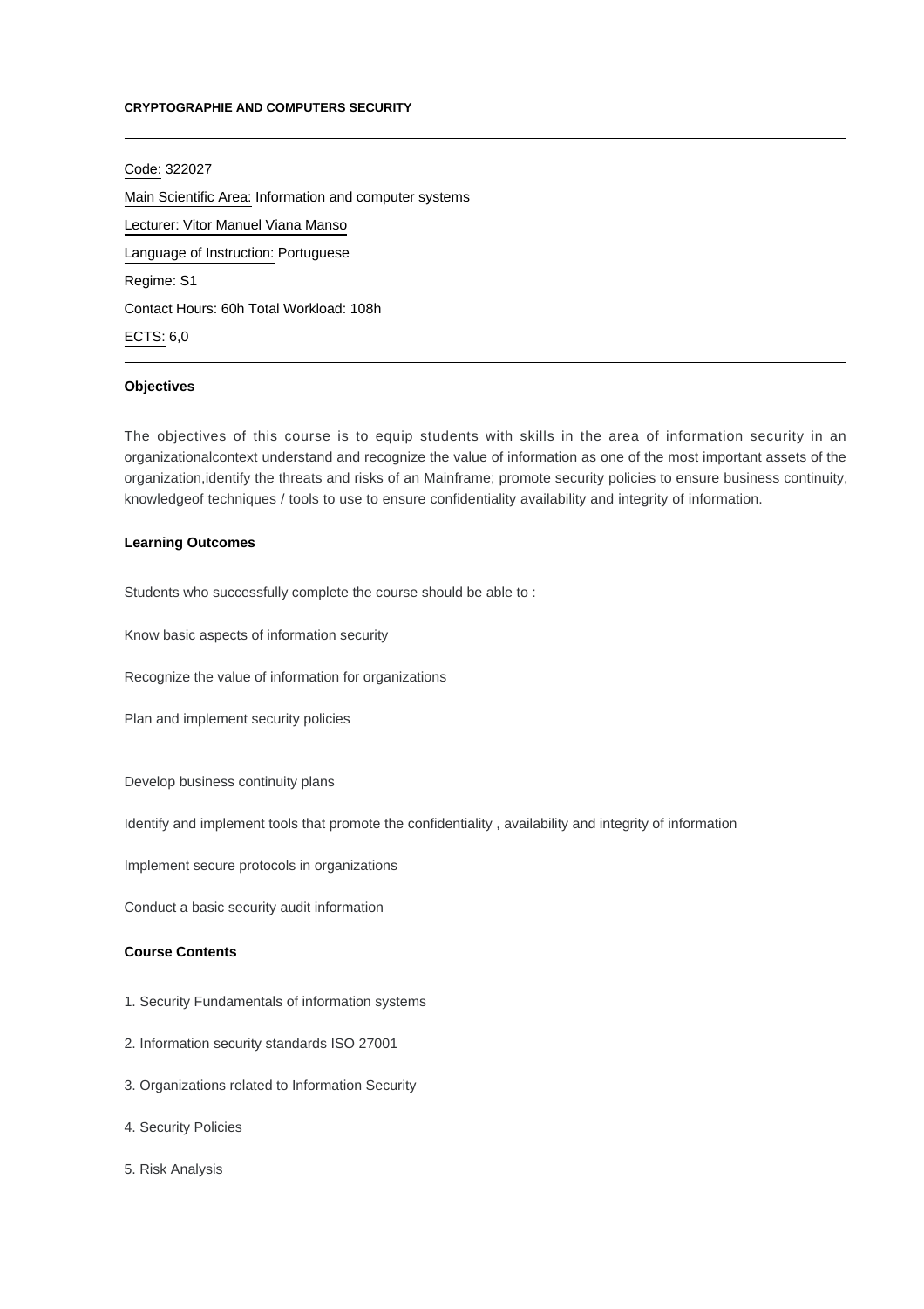# CRYPTOGRAPHIE AND COMPUTERS SECURITY

---

Code: 322027

Main Scientific Area: Information and computer systems

Lecturer: Vitor Manuel Viana Manso

Language of Instruction: Portuguese

Regime: S1

Contact Hours: 60h Total Workload: 108h

ECTS: 6,0

---

## Objectives

The objectives of this course is to equip students with skills in the area of information security in an organizationalcontext understand and recognize the value of information as one of the most important assets of the organization,identify the threats and risks of an Mainframe; promote security policies to ensure business continuity, knowledgeof techniques / tools to use to ensure confidentiality availability and integrity of information.

## Learning Outcomes

Students who successfully complete the course should be able to :

Know basic aspects of information security

Recognize the value of information for organizations

Plan and implement security policies

Develop business continuity plans

Identify and implement tools that promote the confidentiality , availability and integrity of information

Implement secure protocols in organizations

Conduct a basic security audit information

## Course Contents

1. Security Fundamentals of information systems

2. Information security standards ISO 27001

3. Organizations related to Information Security

4. Security Policies

5. Risk Analysis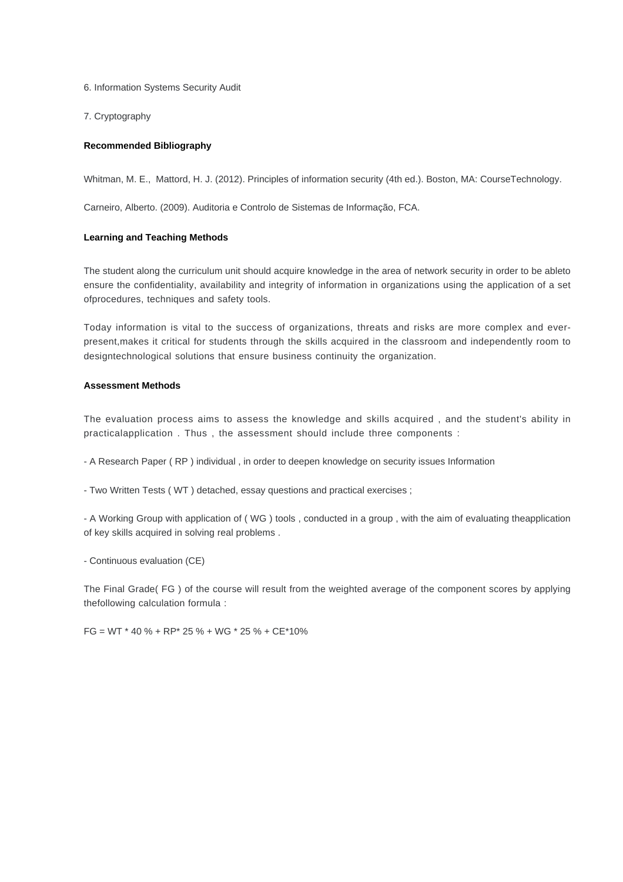6. Information Systems Security Audit

7. Cryptography

**Recommended Bibliography**

Whitman, M. E., Mattord, H. J. (2012). Principles of information security (4th ed.). Boston, MA: CourseTechnology.

Carneiro, Alberto. (2009). Auditoria e Controlo de Sistemas de Informação, FCA.

**Learning and Teaching Methods**

The student along the curriculum unit should acquire knowledge in the area of network security in order to be ableto ensure the confidentiality, availability and integrity of information in organizations using the application of a set ofprocedures, techniques and safety tools.

Today information is vital to the success of organizations, threats and risks are more complex and ever-present,makes it critical for students through the skills acquired in the classroom and independently room to designtechnological solutions that ensure business continuity the organization.

**Assessment Methods**

The evaluation process aims to assess the knowledge and skills acquired , and the student's ability in practicalapplication . Thus , the assessment should include three components :

- A Research Paper ( RP ) individual , in order to deepen knowledge on security issues Information

- Two Written Tests ( WT ) detached, essay questions and practical exercises ;

- A Working Group with application of ( WG ) tools , conducted in a group , with the aim of evaluating theapplication of key skills acquired in solving real problems .

- Continuous evaluation (CE)

The Final Grade( FG ) of the course will result from the weighted average of the component scores by applying thefollowing calculation formula :

FG = WT * 40 % + RP* 25 % + WG * 25 % + CE*10%